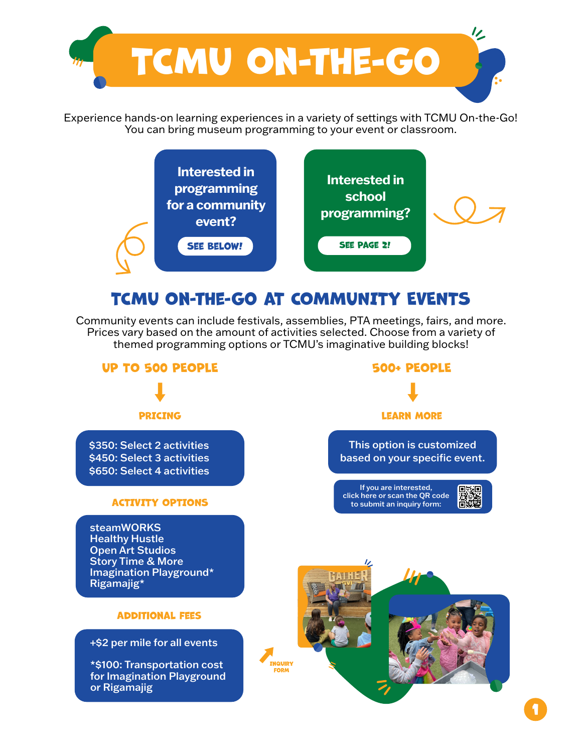# TCMU ON-THE-GO

Experience hands-on learning experiences in a variety of settings with TCMU On-the-Go! You can bring museum programming to your event or classroom.

**Interested in programming for a community event?**

SEE BELOW!

**Interested in school programming?**

SEE PAGE 2!

## TCMU ON-THE-GO AT COMMUNITY EVENTS

Community events can include festivals, assemblies, PTA meetings, fairs, and more. Prices vary based on the amount of activities selected. Choose from a variety of themed programming options or TCMU's imaginative building blocks!

### UP TO 500 PEOPLE

#### PRICING

- $350: Select 2 activities
- $450: Select 3 activities
- $650: Select 4 activities

#### ACTIVITY OPTIONS

- steamWORKS
- Healthy Hustle
- Open Art Studios
- Story Time & More
- Imagination Playground*
- Rigamajig*

#### ADDITIONAL FEES

+$2 per mile for all events

*$100: Transportation cost for Imagination Playground or Rigamajig

### 500+ PEOPLE

#### LEARN MORE

This option is customized based on your specific event.

If you are interested, click here or scan the QR code to submit an inquiry form:

INQUIRY FORM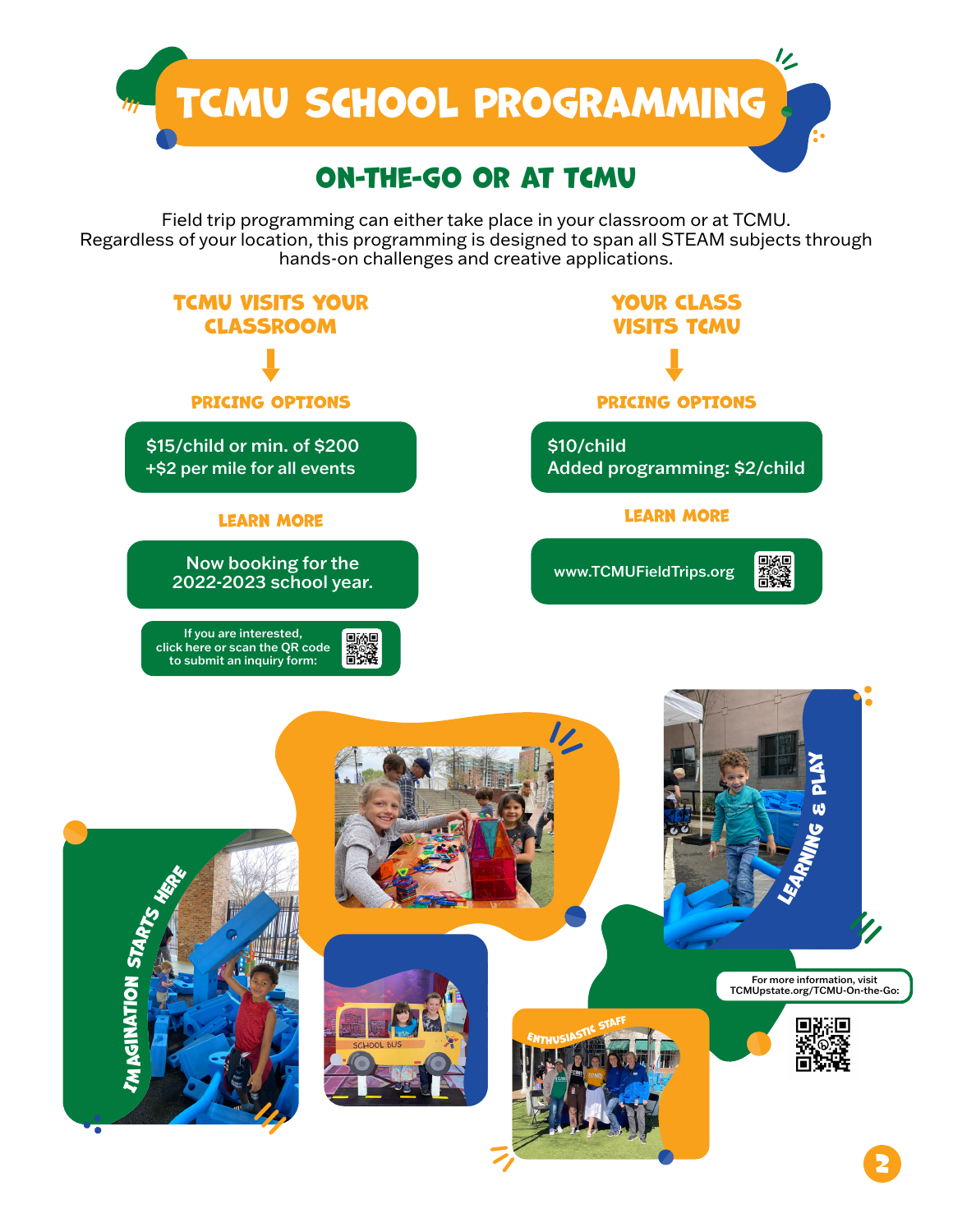# TCMU SCHOOL PROGRAMMING

## ON-THE-GO OR AT TCMU

Field trip programming can either take place in your classroom or at TCMU. Regardless of your location, this programming is designed to span all STEAM subjects through hands-on challenges and creative applications.

### TCMU VISITS YOUR CLASSROOM

**PRICING OPTIONS**

$15/child or min. of $200
+$2 per mile for all events

**LEARN MORE**

Now booking for the 2022-2023 school year.

If you are interested, click here or scan the QR code to submit an inquiry form:

### YOUR CLASS VISITS TCMU

**PRICING OPTIONS**

$10/child
Added programming: $2/child

**LEARN MORE**

www.TCMUFieldTrips.org

IMAGINATION STARTS HERE

LEARNING & PLAY

ENTHUSIASTIC STAFF

For more information, visit TCMUpstate.org/TCMU-On-the-Go: